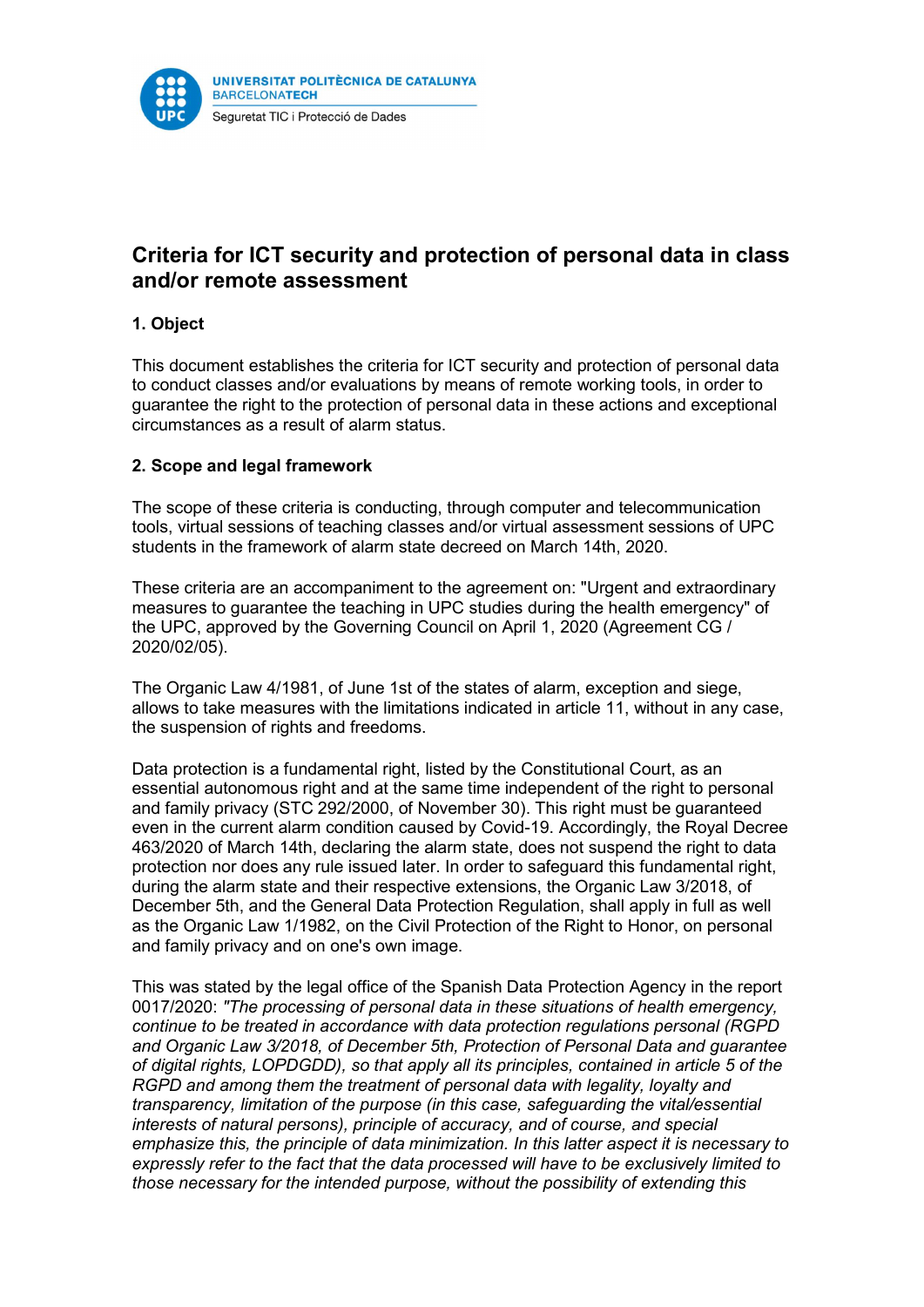UNIVERSITAT POLITÈCNICA DE CATALUNYA
BARCELONATECH
Seguretat TIC i Protecció de Dades

# Criteria for ICT security and protection of personal data in class and/or remote assessment

## 1. Object

This document establishes the criteria for ICT security and protection of personal data to conduct classes and/or evaluations by means of remote working tools, in order to guarantee the right to the protection of personal data in these actions and exceptional circumstances as a result of alarm status.

## 2. Scope and legal framework

The scope of these criteria is conducting, through computer and telecommunication tools, virtual sessions of teaching classes and/or virtual assessment sessions of UPC students in the framework of alarm state decreed on March 14th, 2020.

These criteria are an accompaniment to the agreement on: "Urgent and extraordinary measures to guarantee the teaching in UPC studies during the health emergency" of the UPC, approved by the Governing Council on April 1, 2020 (Agreement CG / 2020/02/05).

The Organic Law 4/1981, of June 1st of the states of alarm, exception and siege, allows to take measures with the limitations indicated in article 11, without in any case, the suspension of rights and freedoms.

Data protection is a fundamental right, listed by the Constitutional Court, as an essential autonomous right and at the same time independent of the right to personal and family privacy (STC 292/2000, of November 30). This right must be guaranteed even in the current alarm condition caused by Covid-19. Accordingly, the Royal Decree 463/2020 of March 14th, declaring the alarm state, does not suspend the right to data protection nor does any rule issued later. In order to safeguard this fundamental right, during the alarm state and their respective extensions, the Organic Law 3/2018, of December 5th, and the General Data Protection Regulation, shall apply in full as well as the Organic Law 1/1982, on the Civil Protection of the Right to Honor, on personal and family privacy and on one's own image.

This was stated by the legal office of the Spanish Data Protection Agency in the report 0017/2020: *"The processing of personal data in these situations of health emergency, continue to be treated in accordance with data protection regulations personal (RGPD and Organic Law 3/2018, of December 5th, Protection of Personal Data and guarantee of digital rights, LOPDGDD), so that apply all its principles, contained in article 5 of the RGPD and among them the treatment of personal data with legality, loyalty and transparency, limitation of the purpose (in this case, safeguarding the vital/essential interests of natural persons), principle of accuracy, and of course, and special emphasize this, the principle of data minimization. In this latter aspect it is necessary to expressly refer to the fact that the data processed will have to be exclusively limited to those necessary for the intended purpose, without the possibility of extending this*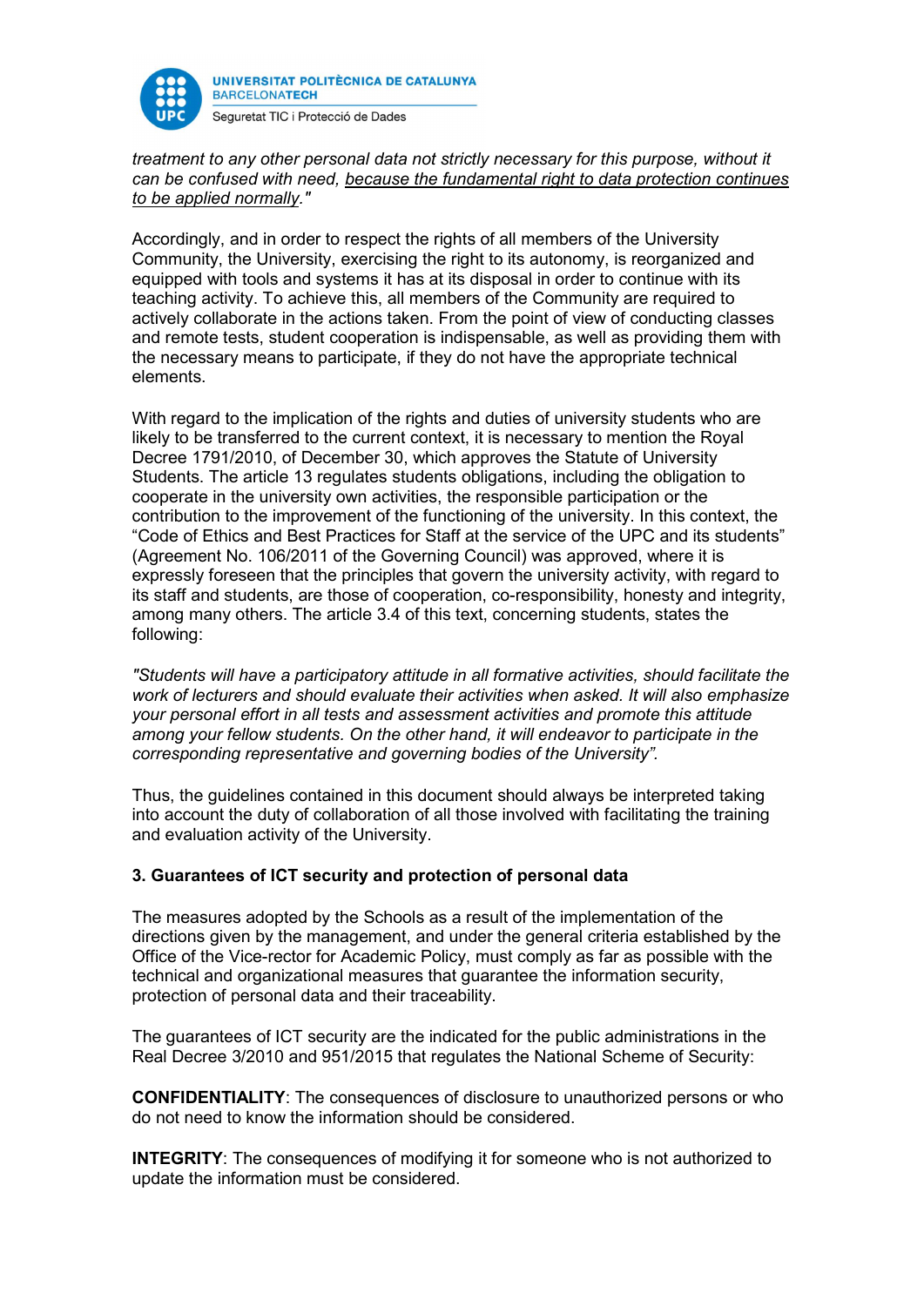*treatment to any other personal data not strictly necessary for this purpose, without it can be confused with need, because the fundamental right to data protection continues to be applied normally."*

Accordingly, and in order to respect the rights of all members of the University Community, the University, exercising the right to its autonomy, is reorganized and equipped with tools and systems it has at its disposal in order to continue with its teaching activity. To achieve this, all members of the Community are required to actively collaborate in the actions taken. From the point of view of conducting classes and remote tests, student cooperation is indispensable, as well as providing them with the necessary means to participate, if they do not have the appropriate technical elements.

With regard to the implication of the rights and duties of university students who are likely to be transferred to the current context, it is necessary to mention the Royal Decree 1791/2010, of December 30, which approves the Statute of University Students. The article 13 regulates students obligations, including the obligation to cooperate in the university own activities, the responsible participation or the contribution to the improvement of the functioning of the university. In this context, the "Code of Ethics and Best Practices for Staff at the service of the UPC and its students" (Agreement No. 106/2011 of the Governing Council) was approved, where it is expressly foreseen that the principles that govern the university activity, with regard to its staff and students, are those of cooperation, co-responsibility, honesty and integrity, among many others. The article 3.4 of this text, concerning students, states the following:

*"Students will have a participatory attitude in all formative activities, should facilitate the work of lecturers and should evaluate their activities when asked. It will also emphasize your personal effort in all tests and assessment activities and promote this attitude among your fellow students. On the other hand, it will endeavor to participate in the corresponding representative and governing bodies of the University".*

Thus, the guidelines contained in this document should always be interpreted taking into account the duty of collaboration of all those involved with facilitating the training and evaluation activity of the University.

### 3. Guarantees of ICT security and protection of personal data

The measures adopted by the Schools as a result of the implementation of the directions given by the management, and under the general criteria established by the Office of the Vice-rector for Academic Policy, must comply as far as possible with the technical and organizational measures that guarantee the information security, protection of personal data and their traceability.

The guarantees of ICT security are the indicated for the public administrations in the Real Decree 3/2010 and 951/2015 that regulates the National Scheme of Security:

**CONFIDENTIALITY**: The consequences of disclosure to unauthorized persons or who do not need to know the information should be considered.

**INTEGRITY**: The consequences of modifying it for someone who is not authorized to update the information must be considered.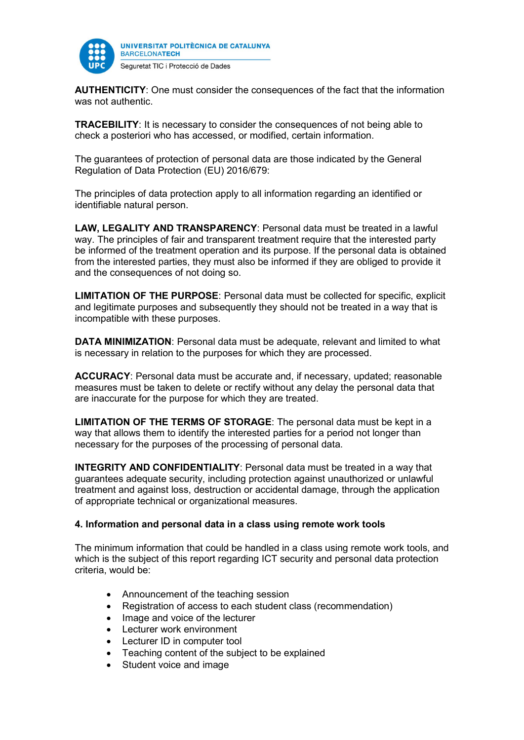**AUTHENTICITY**: One must consider the consequences of the fact that the information was not authentic.

**TRACEBILITY**: It is necessary to consider the consequences of not being able to check a posteriori who has accessed, or modified, certain information.

The guarantees of protection of personal data are those indicated by the General Regulation of Data Protection (EU) 2016/679:

The principles of data protection apply to all information regarding an identified or identifiable natural person.

**LAW, LEGALITY AND TRANSPARENCY**: Personal data must be treated in a lawful way. The principles of fair and transparent treatment require that the interested party be informed of the treatment operation and its purpose. If the personal data is obtained from the interested parties, they must also be informed if they are obliged to provide it and the consequences of not doing so.

**LIMITATION OF THE PURPOSE**: Personal data must be collected for specific, explicit and legitimate purposes and subsequently they should not be treated in a way that is incompatible with these purposes.

**DATA MINIMIZATION**: Personal data must be adequate, relevant and limited to what is necessary in relation to the purposes for which they are processed.

**ACCURACY**: Personal data must be accurate and, if necessary, updated; reasonable measures must be taken to delete or rectify without any delay the personal data that are inaccurate for the purpose for which they are treated.

**LIMITATION OF THE TERMS OF STORAGE**: The personal data must be kept in a way that allows them to identify the interested parties for a period not longer than necessary for the purposes of the processing of personal data.

**INTEGRITY AND CONFIDENTIALITY**: Personal data must be treated in a way that guarantees adequate security, including protection against unauthorized or unlawful treatment and against loss, destruction or accidental damage, through the application of appropriate technical or organizational measures.

### 4. Information and personal data in a class using remote work tools

The minimum information that could be handled in a class using remote work tools, and which is the subject of this report regarding ICT security and personal data protection criteria, would be:

- Announcement of the teaching session
- Registration of access to each student class (recommendation)
- Image and voice of the lecturer
- Lecturer work environment
- Lecturer ID in computer tool
- Teaching content of the subject to be explained
- Student voice and image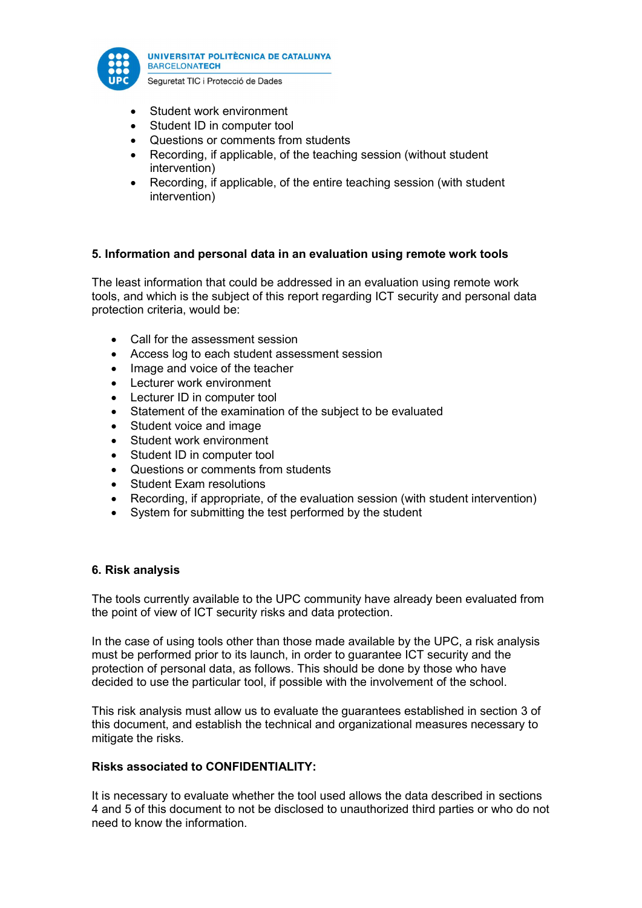- Student work environment
- Student ID in computer tool
- Questions or comments from students
- Recording, if applicable, of the teaching session (without student intervention)
- Recording, if applicable, of the entire teaching session (with student intervention)

**5. Information and personal data in an evaluation using remote work tools**

The least information that could be addressed in an evaluation using remote work tools, and which is the subject of this report regarding ICT security and personal data protection criteria, would be:

- Call for the assessment session
- Access log to each student assessment session
- Image and voice of the teacher
- Lecturer work environment
- Lecturer ID in computer tool
- Statement of the examination of the subject to be evaluated
- Student voice and image
- Student work environment
- Student ID in computer tool
- Questions or comments from students
- Student Exam resolutions
- Recording, if appropriate, of the evaluation session (with student intervention)
- System for submitting the test performed by the student

**6. Risk analysis**

The tools currently available to the UPC community have already been evaluated from the point of view of ICT security risks and data protection.

In the case of using tools other than those made available by the UPC, a risk analysis must be performed prior to its launch, in order to guarantee ICT security and the protection of personal data, as follows. This should be done by those who have decided to use the particular tool, if possible with the involvement of the school.

This risk analysis must allow us to evaluate the guarantees established in section 3 of this document, and establish the technical and organizational measures necessary to mitigate the risks.

**Risks associated to CONFIDENTIALITY:**

It is necessary to evaluate whether the tool used allows the data described in sections 4 and 5 of this document to not be disclosed to unauthorized third parties or who do not need to know the information.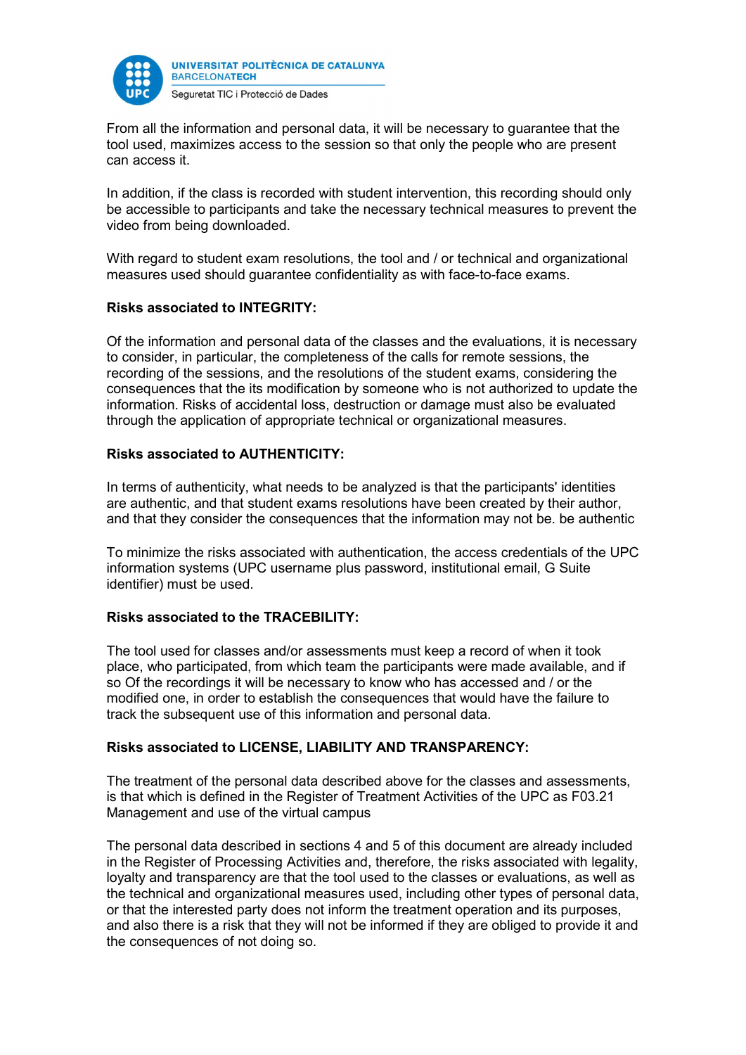From all the information and personal data, it will be necessary to guarantee that the tool used, maximizes access to the session so that only the people who are present can access it.

In addition, if the class is recorded with student intervention, this recording should only be accessible to participants and take the necessary technical measures to prevent the video from being downloaded.

With regard to student exam resolutions, the tool and / or technical and organizational measures used should guarantee confidentiality as with face-to-face exams.

**Risks associated to INTEGRITY:**

Of the information and personal data of the classes and the evaluations, it is necessary to consider, in particular, the completeness of the calls for remote sessions, the recording of the sessions, and the resolutions of the student exams, considering the consequences that the its modification by someone who is not authorized to update the information. Risks of accidental loss, destruction or damage must also be evaluated through the application of appropriate technical or organizational measures.

**Risks associated to AUTHENTICITY:**

In terms of authenticity, what needs to be analyzed is that the participants' identities are authentic, and that student exams resolutions have been created by their author, and that they consider the consequences that the information may not be. be authentic

To minimize the risks associated with authentication, the access credentials of the UPC information systems (UPC username plus password, institutional email, G Suite identifier) must be used.

**Risks associated to the TRACEBILITY:**

The tool used for classes and/or assessments must keep a record of when it took place, who participated, from which team the participants were made available, and if so Of the recordings it will be necessary to know who has accessed and / or the modified one, in order to establish the consequences that would have the failure to track the subsequent use of this information and personal data.

**Risks associated to LICENSE, LIABILITY AND TRANSPARENCY:**

The treatment of the personal data described above for the classes and assessments, is that which is defined in the Register of Treatment Activities of the UPC as F03.21 Management and use of the virtual campus

The personal data described in sections 4 and 5 of this document are already included in the Register of Processing Activities and, therefore, the risks associated with legality, loyalty and transparency are that the tool used to the classes or evaluations, as well as the technical and organizational measures used, including other types of personal data, or that the interested party does not inform the treatment operation and its purposes, and also there is a risk that they will not be informed if they are obliged to provide it and the consequences of not doing so.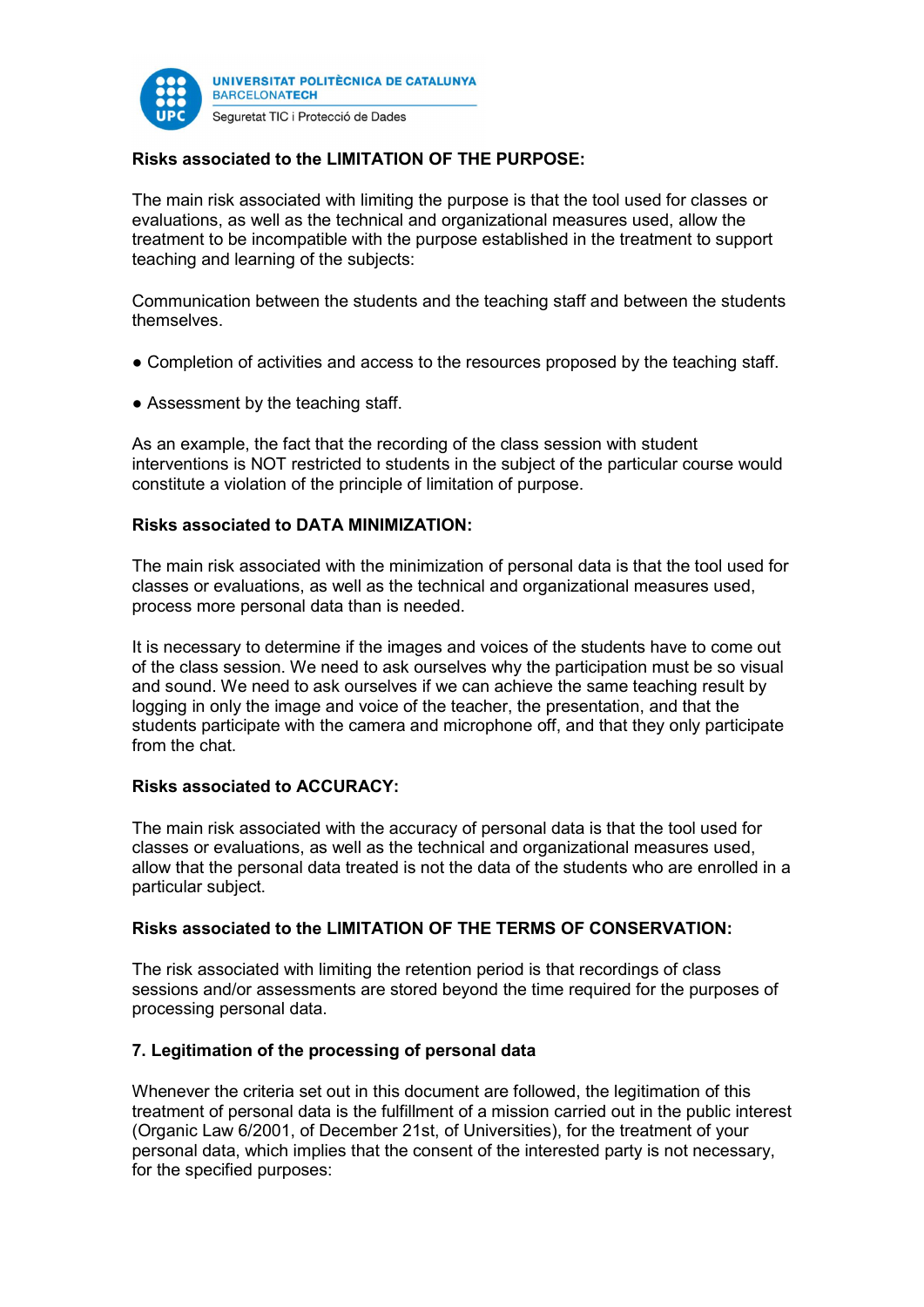**Risks associated to the LIMITATION OF THE PURPOSE:**

The main risk associated with limiting the purpose is that the tool used for classes or evaluations, as well as the technical and organizational measures used, allow the treatment to be incompatible with the purpose established in the treatment to support teaching and learning of the subjects:

Communication between the students and the teaching staff and between the students themselves.

- Completion of activities and access to the resources proposed by the teaching staff.

- Assessment by the teaching staff.

As an example, the fact that the recording of the class session with student interventions is NOT restricted to students in the subject of the particular course would constitute a violation of the principle of limitation of purpose.

**Risks associated to DATA MINIMIZATION:**

The main risk associated with the minimization of personal data is that the tool used for classes or evaluations, as well as the technical and organizational measures used, process more personal data than is needed.

It is necessary to determine if the images and voices of the students have to come out of the class session. We need to ask ourselves why the participation must be so visual and sound. We need to ask ourselves if we can achieve the same teaching result by logging in only the image and voice of the teacher, the presentation, and that the students participate with the camera and microphone off, and that they only participate from the chat.

**Risks associated to ACCURACY:**

The main risk associated with the accuracy of personal data is that the tool used for classes or evaluations, as well as the technical and organizational measures used, allow that the personal data treated is not the data of the students who are enrolled in a particular subject.

**Risks associated to the LIMITATION OF THE TERMS OF CONSERVATION:**

The risk associated with limiting the retention period is that recordings of class sessions and/or assessments are stored beyond the time required for the purposes of processing personal data.

**7. Legitimation of the processing of personal data**

Whenever the criteria set out in this document are followed, the legitimation of this treatment of personal data is the fulfillment of a mission carried out in the public interest (Organic Law 6/2001, of December 21st, of Universities), for the treatment of your personal data, which implies that the consent of the interested party is not necessary, for the specified purposes: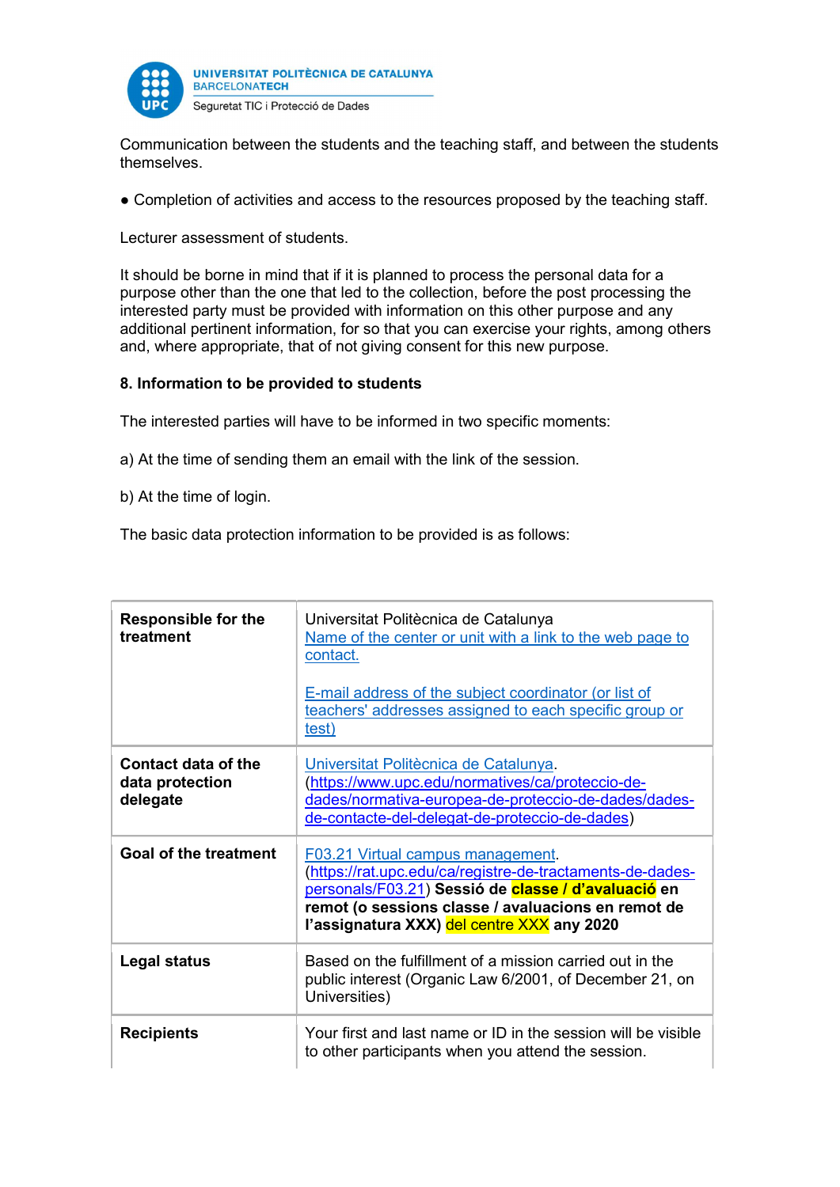Communication between the students and the teaching staff, and between the students themselves.

● Completion of activities and access to the resources proposed by the teaching staff.

Lecturer assessment of students.

It should be borne in mind that if it is planned to process the personal data for a purpose other than the one that led to the collection, before the post processing the interested party must be provided with information on this other purpose and any additional pertinent information, for so that you can exercise your rights, among others and, where appropriate, that of not giving consent for this new purpose.

**8. Information to be provided to students**

The interested parties will have to be informed in two specific moments:

a) At the time of sending them an email with the link of the session.

b) At the time of login.

The basic data protection information to be provided is as follows:

| | |
|---|---|
| **Responsible for the treatment** | Universitat Politècnica de Catalunya<br>Name of the center or unit with a link to the web page to contact.<br><br>E-mail address of the subject coordinator (or list of teachers' addresses assigned to each specific group or test) |
| **Contact data of the data protection delegate** | Universitat Politècnica de Catalunya. (https://www.upc.edu/normatives/ca/proteccio-de-dades/normativa-europea-de-proteccio-de-dades/dades-de-contacte-del-delegat-de-proteccio-de-dades) |
| **Goal of the treatment** | F03.21 Virtual campus management. (https://rat.upc.edu/ca/registre-de-tractaments-de-dades-personals/F03.21) **Sessió de classe / d'avaluació en remot (o sessions classe / avaluacions en remot de l'assignatura XXX)** del centre XXX **any 2020** |
| **Legal status** | Based on the fulfillment of a mission carried out in the public interest (Organic Law 6/2001, of December 21, on Universities) |
| **Recipients** | Your first and last name or ID in the session will be visible to other participants when you attend the session. |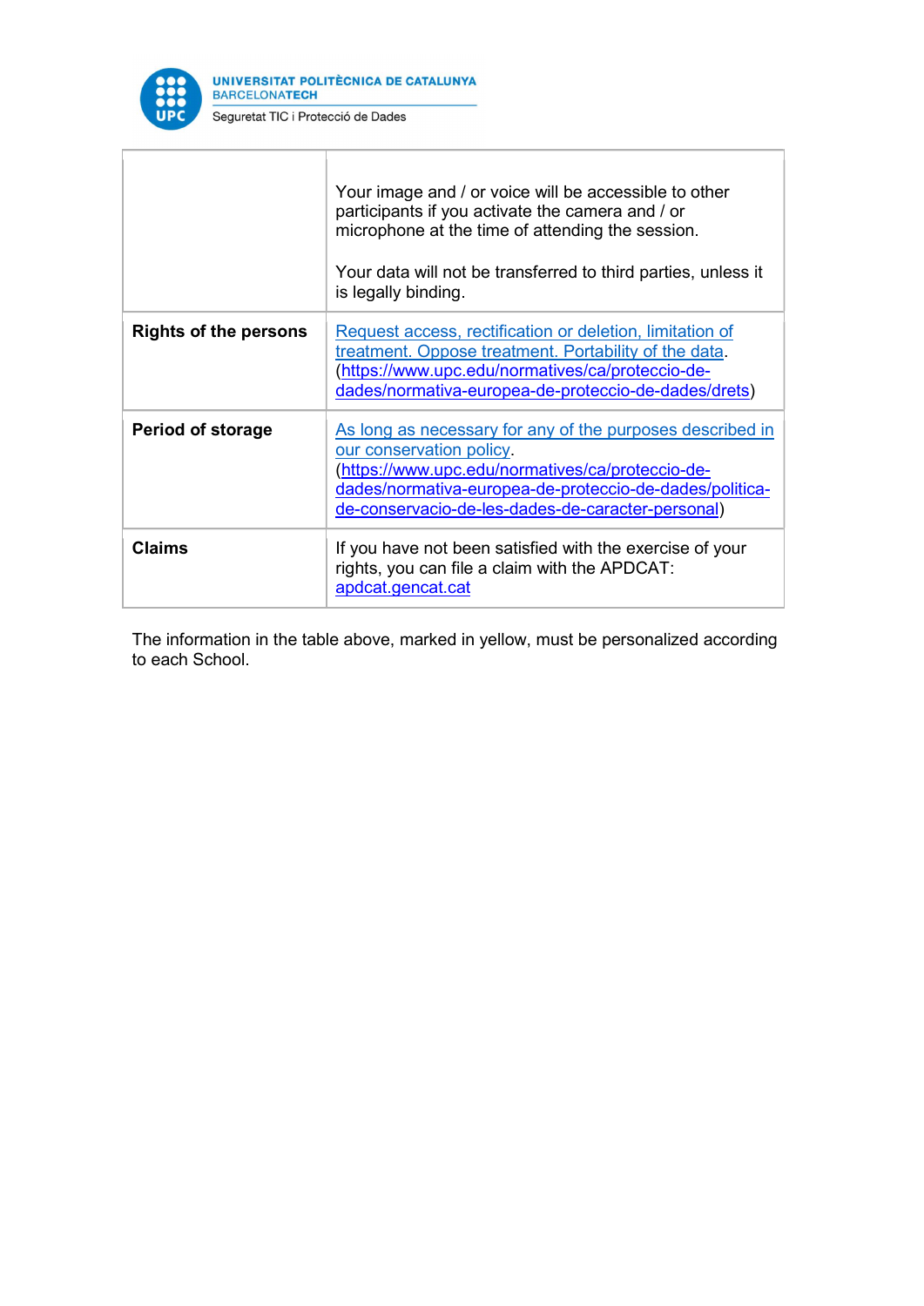| | |
|---|---|
| | Your image and / or voice will be accessible to other participants if you activate the camera and / or microphone at the time of attending the session.<br><br>Your data will not be transferred to third parties, unless it is legally binding. |
| **Rights of the persons** | Request access, rectification or deletion, limitation of treatment. Oppose treatment. Portability of the data. (https://www.upc.edu/normatives/ca/proteccio-de-dades/normativa-europea-de-proteccio-de-dades/drets) |
| **Period of storage** | As long as necessary for any of the purposes described in our conservation policy. (https://www.upc.edu/normatives/ca/proteccio-de-dades/normativa-europea-de-proteccio-de-dades/politica-de-conservacio-de-les-dades-de-caracter-personal) |
| **Claims** | If you have not been satisfied with the exercise of your rights, you can file a claim with the APDCAT: apdcat.gencat.cat |

The information in the table above, marked in yellow, must be personalized according to each School.